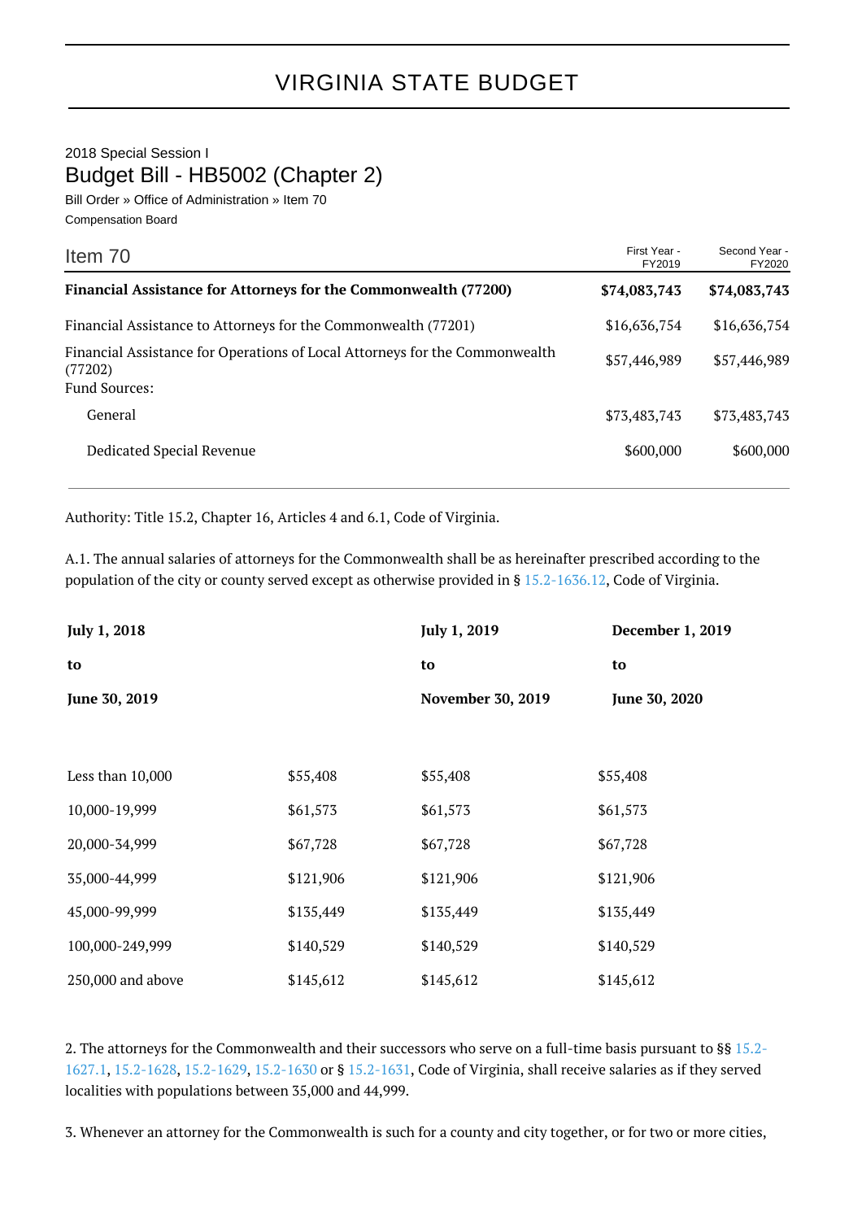# VIRGINIA STATE BUDGET

2018 Special Session I

## Budget Bill - HB5002 (Chapter 2)

Bill Order » Office of Administration » Item 70

Compensation Board

| Item 70 | First Year - FY2019 | Second Year - FY2020 |
|---|---|---|
| **Financial Assistance for Attorneys for the Commonwealth (77200)** | **$74,083,743** | **$74,083,743** |
| Financial Assistance to Attorneys for the Commonwealth (77201) | $16,636,754 | $16,636,754 |
| Financial Assistance for Operations of Local Attorneys for the Commonwealth (77202) | $57,446,989 | $57,446,989 |
| Fund Sources: | | |
| General | $73,483,743 | $73,483,743 |
| Dedicated Special Revenue | $600,000 | $600,000 |

Authority: Title 15.2, Chapter 16, Articles 4 and 6.1, Code of Virginia.

A.1. The annual salaries of attorneys for the Commonwealth shall be as hereinafter prescribed according to the population of the city or county served except as otherwise provided in § 15.2-1636.12, Code of Virginia.

| | **July 1, 2018 to June 30, 2019** | **July 1, 2019 to November 30, 2019** | **December 1, 2019 to June 30, 2020** |
|---|---|---|---|
| Less than 10,000 | $55,408 | $55,408 | $55,408 |
| 10,000-19,999 | $61,573 | $61,573 | $61,573 |
| 20,000-34,999 | $67,728 | $67,728 | $67,728 |
| 35,000-44,999 | $121,906 | $121,906 | $121,906 |
| 45,000-99,999 | $135,449 | $135,449 | $135,449 |
| 100,000-249,999 | $140,529 | $140,529 | $140,529 |
| 250,000 and above | $145,612 | $145,612 | $145,612 |

2. The attorneys for the Commonwealth and their successors who serve on a full-time basis pursuant to §§ 15.2-1627.1, 15.2-1628, 15.2-1629, 15.2-1630 or § 15.2-1631, Code of Virginia, shall receive salaries as if they served localities with populations between 35,000 and 44,999.

3. Whenever an attorney for the Commonwealth is such for a county and city together, or for two or more cities,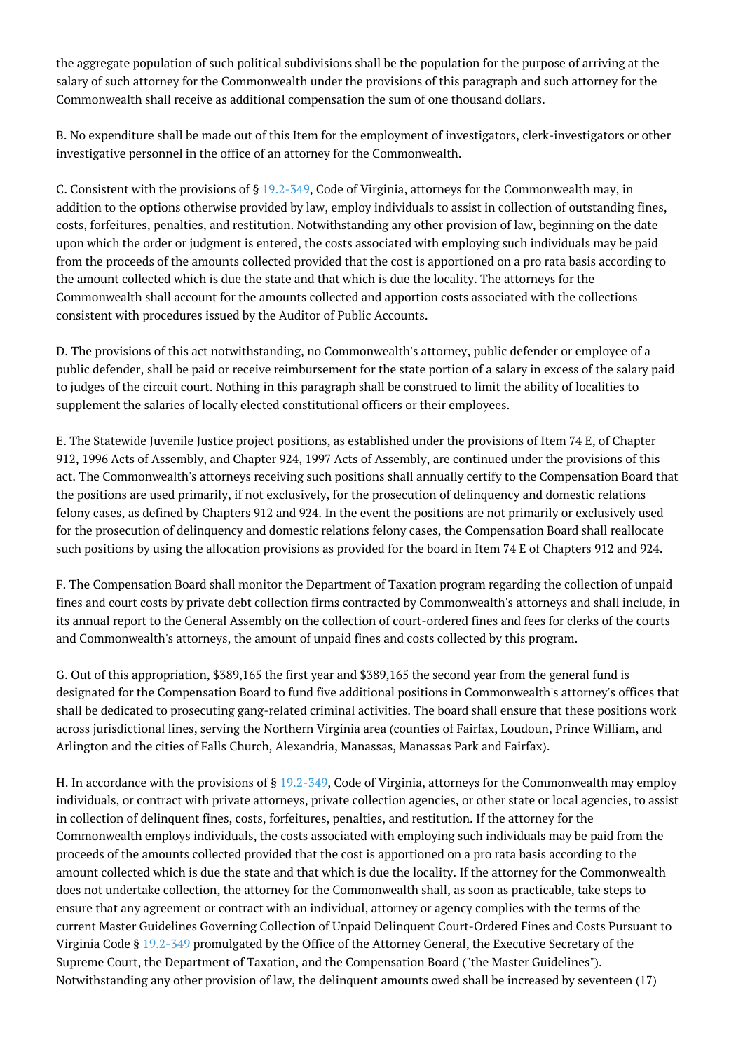the aggregate population of such political subdivisions shall be the population for the purpose of arriving at the salary of such attorney for the Commonwealth under the provisions of this paragraph and such attorney for the Commonwealth shall receive as additional compensation the sum of one thousand dollars.

B. No expenditure shall be made out of this Item for the employment of investigators, clerk-investigators or other investigative personnel in the office of an attorney for the Commonwealth.

C. Consistent with the provisions of § 19.2-349, Code of Virginia, attorneys for the Commonwealth may, in addition to the options otherwise provided by law, employ individuals to assist in collection of outstanding fines, costs, forfeitures, penalties, and restitution. Notwithstanding any other provision of law, beginning on the date upon which the order or judgment is entered, the costs associated with employing such individuals may be paid from the proceeds of the amounts collected provided that the cost is apportioned on a pro rata basis according to the amount collected which is due the state and that which is due the locality. The attorneys for the Commonwealth shall account for the amounts collected and apportion costs associated with the collections consistent with procedures issued by the Auditor of Public Accounts.

D. The provisions of this act notwithstanding, no Commonwealth's attorney, public defender or employee of a public defender, shall be paid or receive reimbursement for the state portion of a salary in excess of the salary paid to judges of the circuit court. Nothing in this paragraph shall be construed to limit the ability of localities to supplement the salaries of locally elected constitutional officers or their employees.

E. The Statewide Juvenile Justice project positions, as established under the provisions of Item 74 E, of Chapter 912, 1996 Acts of Assembly, and Chapter 924, 1997 Acts of Assembly, are continued under the provisions of this act. The Commonwealth's attorneys receiving such positions shall annually certify to the Compensation Board that the positions are used primarily, if not exclusively, for the prosecution of delinquency and domestic relations felony cases, as defined by Chapters 912 and 924. In the event the positions are not primarily or exclusively used for the prosecution of delinquency and domestic relations felony cases, the Compensation Board shall reallocate such positions by using the allocation provisions as provided for the board in Item 74 E of Chapters 912 and 924.

F. The Compensation Board shall monitor the Department of Taxation program regarding the collection of unpaid fines and court costs by private debt collection firms contracted by Commonwealth's attorneys and shall include, in its annual report to the General Assembly on the collection of court-ordered fines and fees for clerks of the courts and Commonwealth's attorneys, the amount of unpaid fines and costs collected by this program.

G. Out of this appropriation, $389,165 the first year and $389,165 the second year from the general fund is designated for the Compensation Board to fund five additional positions in Commonwealth's attorney's offices that shall be dedicated to prosecuting gang-related criminal activities. The board shall ensure that these positions work across jurisdictional lines, serving the Northern Virginia area (counties of Fairfax, Loudoun, Prince William, and Arlington and the cities of Falls Church, Alexandria, Manassas, Manassas Park and Fairfax).

H. In accordance with the provisions of § 19.2-349, Code of Virginia, attorneys for the Commonwealth may employ individuals, or contract with private attorneys, private collection agencies, or other state or local agencies, to assist in collection of delinquent fines, costs, forfeitures, penalties, and restitution. If the attorney for the Commonwealth employs individuals, the costs associated with employing such individuals may be paid from the proceeds of the amounts collected provided that the cost is apportioned on a pro rata basis according to the amount collected which is due the state and that which is due the locality. If the attorney for the Commonwealth does not undertake collection, the attorney for the Commonwealth shall, as soon as practicable, take steps to ensure that any agreement or contract with an individual, attorney or agency complies with the terms of the current Master Guidelines Governing Collection of Unpaid Delinquent Court-Ordered Fines and Costs Pursuant to Virginia Code § 19.2-349 promulgated by the Office of the Attorney General, the Executive Secretary of the Supreme Court, the Department of Taxation, and the Compensation Board ("the Master Guidelines"). Notwithstanding any other provision of law, the delinquent amounts owed shall be increased by seventeen (17)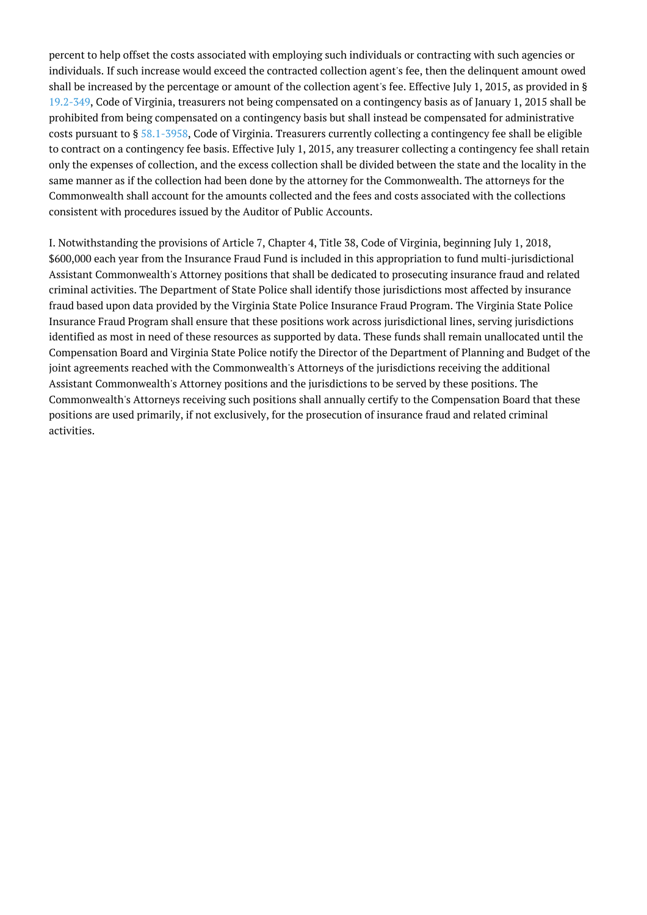percent to help offset the costs associated with employing such individuals or contracting with such agencies or individuals. If such increase would exceed the contracted collection agent's fee, then the delinquent amount owed shall be increased by the percentage or amount of the collection agent's fee. Effective July 1, 2015, as provided in § 19.2-349, Code of Virginia, treasurers not being compensated on a contingency basis as of January 1, 2015 shall be prohibited from being compensated on a contingency basis but shall instead be compensated for administrative costs pursuant to § 58.1-3958, Code of Virginia. Treasurers currently collecting a contingency fee shall be eligible to contract on a contingency fee basis. Effective July 1, 2015, any treasurer collecting a contingency fee shall retain only the expenses of collection, and the excess collection shall be divided between the state and the locality in the same manner as if the collection had been done by the attorney for the Commonwealth. The attorneys for the Commonwealth shall account for the amounts collected and the fees and costs associated with the collections consistent with procedures issued by the Auditor of Public Accounts.

I. Notwithstanding the provisions of Article 7, Chapter 4, Title 38, Code of Virginia, beginning July 1, 2018, $600,000 each year from the Insurance Fraud Fund is included in this appropriation to fund multi-jurisdictional Assistant Commonwealth's Attorney positions that shall be dedicated to prosecuting insurance fraud and related criminal activities. The Department of State Police shall identify those jurisdictions most affected by insurance fraud based upon data provided by the Virginia State Police Insurance Fraud Program. The Virginia State Police Insurance Fraud Program shall ensure that these positions work across jurisdictional lines, serving jurisdictions identified as most in need of these resources as supported by data. These funds shall remain unallocated until the Compensation Board and Virginia State Police notify the Director of the Department of Planning and Budget of the joint agreements reached with the Commonwealth's Attorneys of the jurisdictions receiving the additional Assistant Commonwealth's Attorney positions and the jurisdictions to be served by these positions. The Commonwealth's Attorneys receiving such positions shall annually certify to the Compensation Board that these positions are used primarily, if not exclusively, for the prosecution of insurance fraud and related criminal activities.